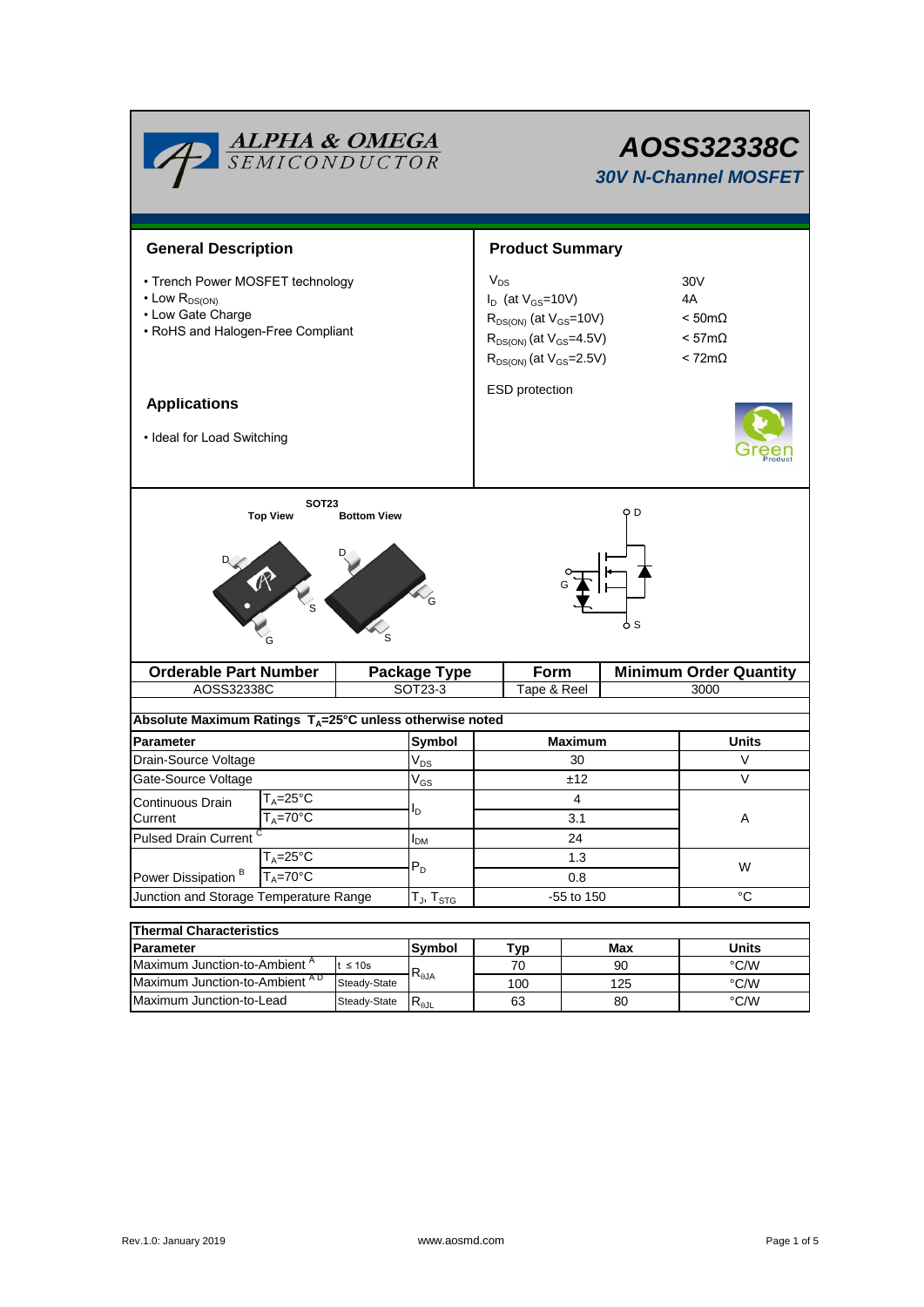# AOSS32338C

## 30V N-Channel MOSFET

## General Description

- Trench Power MOSFET technology
- Low $R_{DS(ON)}$
- Low Gate Charge
- RoHS and Halogen-Free Compliant

## Applications

- Ideal for Load Switching

## Product Summary

| | |
|---|---|
| $V_{DS}$ | 30V |
| $I_D$ (at $V_{GS}$=10V) | 4A |
| $R_{DS(ON)}$ (at $V_{GS}$=10V) | < 50mΩ |
| $R_{DS(ON)}$ (at $V_{GS}$=4.5V) | < 57mΩ |
| $R_{DS(ON)}$ (at $V_{GS}$=2.5V) | < 72mΩ |

ESD protection

SOT23

Top View    Bottom View

| Orderable Part Number | Package Type | Form | Minimum Order Quantity |
|---|---|---|---|
| AOSS32338C | SOT23-3 | Tape & Reel | 3000 |

**Absolute Maximum Ratings $T_A$=25°C unless otherwise noted**

| Parameter | | Symbol | Maximum | Units |
|---|---|---|---|---|
| Drain-Source Voltage | | $V_{DS}$ | 30 | V |
| Gate-Source Voltage | | $V_{GS}$ | ±12 | V |
| Continuous Drain Current | $T_A$=25°C | $I_D$ | 4 | A |
| | $T_A$=70°C | | 3.1 | |
| Pulsed Drain Current [C] | | $I_{DM}$ | 24 | |
| Power Dissipation [B] | $T_A$=25°C | $P_D$ | 1.3 | W |
| | $T_A$=70°C | | 0.8 | |
| Junction and Storage Temperature Range | | $T_J$, $T_{STG}$ | -55 to 150 | °C |

**Thermal Characteristics**

| Parameter | | Symbol | Typ | Max | Units |
|---|---|---|---|---|---|
| Maximum Junction-to-Ambient [A] | t ≤ 10s | $R_{\theta JA}$ | 70 | 90 | °C/W |
| Maximum Junction-to-Ambient [A D] | Steady-State | | 100 | 125 | °C/W |
| Maximum Junction-to-Lead | Steady-State | $R_{\theta JL}$ | 63 | 80 | °C/W |

Rev.1.0: January 2019    www.aosmd.com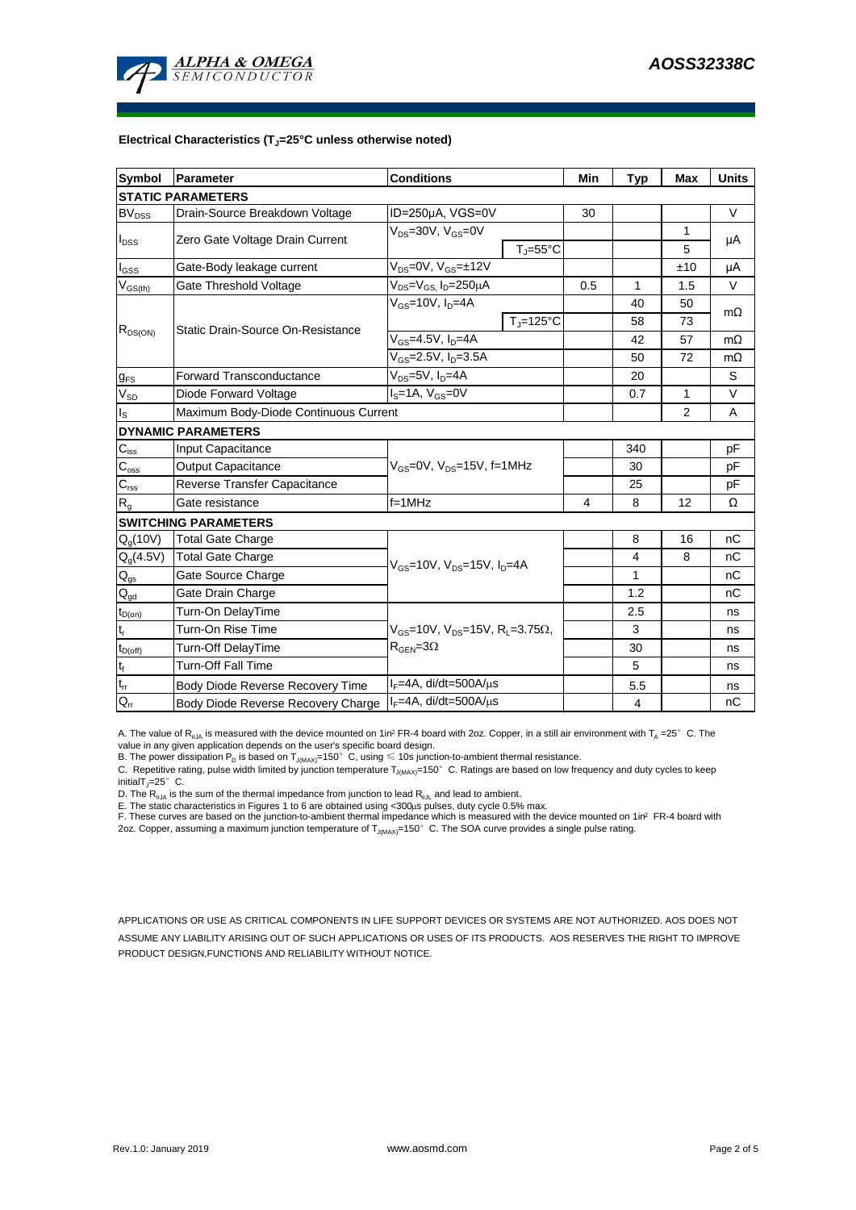**Electrical Characteristics ($T_J$=25°C unless otherwise noted)**

| Symbol | Parameter | Conditions | | Min | Typ | Max | Units |
|---|---|---|---|---|---|---|---|
| **STATIC PARAMETERS** | | | | | | | |
| $BV_{DSS}$ | Drain-Source Breakdown Voltage | ID=250µA, VGS=0V | | 30 | | | V |
| $I_{DSS}$ | Zero Gate Voltage Drain Current | $V_{DS}$=30V, $V_{GS}$=0V | | | | 1 | µA |
| | | | $T_J$=55°C | | | 5 | |
| $I_{GSS}$ | Gate-Body leakage current | $V_{DS}$=0V, $V_{GS}$=±12V | | | | ±10 | µA |
| $V_{GS(th)}$ | Gate Threshold Voltage | $V_{DS}$=$V_{GS,}$ $I_D$=250µA | | 0.5 | 1 | 1.5 | V |
| $R_{DS(ON)}$ | Static Drain-Source On-Resistance | $V_{GS}$=10V, $I_D$=4A | | | 40 | 50 | mΩ |
| | | | $T_J$=125°C | | 58 | 73 | |
| | | $V_{GS}$=4.5V, $I_D$=4A | | | 42 | 57 | mΩ |
| | | $V_{GS}$=2.5V, $I_D$=3.5A | | | 50 | 72 | mΩ |
| $g_{FS}$ | Forward Transconductance | $V_{DS}$=5V, $I_D$=4A | | | 20 | | S |
| $V_{SD}$ | Diode Forward Voltage | $I_S$=1A, $V_{GS}$=0V | | | 0.7 | 1 | V |
| $I_S$ | Maximum Body-Diode Continuous Current | | | | | 2 | A |
| **DYNAMIC PARAMETERS** | | | | | | | |
| $C_{iss}$ | Input Capacitance | $V_{GS}$=0V, $V_{DS}$=15V, f=1MHz | | | 340 | | pF |
| $C_{oss}$ | Output Capacitance | | | | 30 | | pF |
| $C_{rss}$ | Reverse Transfer Capacitance | | | | 25 | | pF |
| $R_g$ | Gate resistance | f=1MHz | | 4 | 8 | 12 | Ω |
| **SWITCHING PARAMETERS** | | | | | | | |
| $Q_g$(10V) | Total Gate Charge | $V_{GS}$=10V, $V_{DS}$=15V, $I_D$=4A | | | 8 | 16 | nC |
| $Q_g$(4.5V) | Total Gate Charge | | | | 4 | 8 | nC |
| $Q_{gs}$ | Gate Source Charge | | | | 1 | | nC |
| $Q_{gd}$ | Gate Drain Charge | | | | 1.2 | | nC |
| $t_{D(on)}$ | Turn-On DelayTime | $V_{GS}$=10V, $V_{DS}$=15V, $R_L$=3.75Ω, $R_{GEN}$=3Ω | | | 2.5 | | ns |
| $t_r$ | Turn-On Rise Time | | | | 3 | | ns |
| $t_{D(off)}$ | Turn-Off DelayTime | | | | 30 | | ns |
| $t_f$ | Turn-Off Fall Time | | | | 5 | | ns |
| $t_{rr}$ | Body Diode Reverse Recovery Time | $I_F$=4A, di/dt=500A/µs | | | 5.5 | | ns |
| $Q_{rr}$ | Body Diode Reverse Recovery Charge | $I_F$=4A, di/dt=500A/µs | | | 4 | | nC |

A. The value of $R_{θJA}$ is measured with the device mounted on 1in² FR-4 board with 2oz. Copper, in a still air environment with $T_A$ =25° C. The value in any given application depends on the user's specific board design.
B. The power dissipation $P_D$ is based on $T_{J(MAX)}$=150° C, using ≤ 10s junction-to-ambient thermal resistance.
C. Repetitive rating, pulse width limited by junction temperature $T_{J(MAX)}$=150° C. Ratings are based on low frequency and duty cycles to keep initial$T_J$=25° C.
D. The $R_{θJA}$ is the sum of the thermal impedance from junction to lead $R_{θJL}$ and lead to ambient.
E. The static characteristics in Figures 1 to 6 are obtained using <300µs pulses, duty cycle 0.5% max.
F. These curves are based on the junction-to-ambient thermal impedance which is measured with the device mounted on 1in² FR-4 board with 2oz. Copper, assuming a maximum junction temperature of $T_{J(MAX)}$=150° C. The SOA curve provides a single pulse rating.

APPLICATIONS OR USE AS CRITICAL COMPONENTS IN LIFE SUPPORT DEVICES OR SYSTEMS ARE NOT AUTHORIZED. AOS DOES NOT ASSUME ANY LIABILITY ARISING OUT OF SUCH APPLICATIONS OR USES OF ITS PRODUCTS. AOS RESERVES THE RIGHT TO IMPROVE PRODUCT DESIGN,FUNCTIONS AND RELIABILITY WITHOUT NOTICE.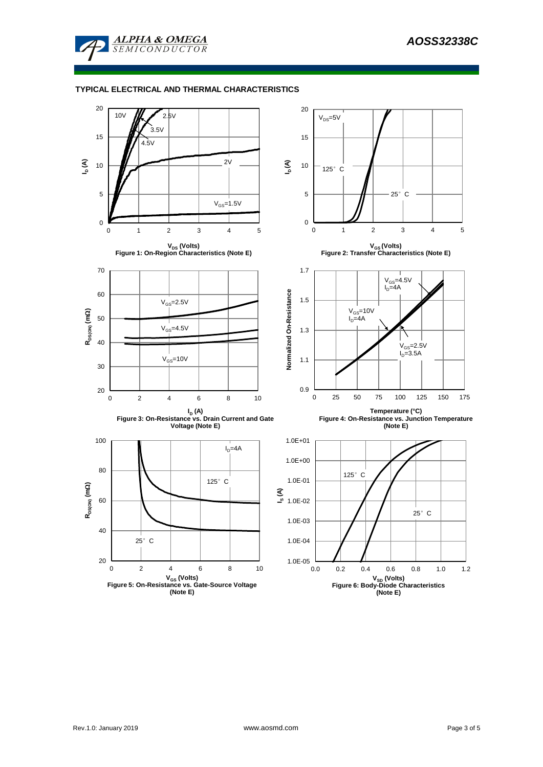## TYPICAL ELECTRICAL AND THERMAL CHARACTERISTICS

10V
2.5V
3.5V
4.5V
2V
$V_{GS}$=1.5V

$I_D$ (A)

$V_{DS}$ (Volts)

Figure 1: On-Region Characteristics (Note E)

$V_{DS}$=5V
125°C
25°C

$I_D$ (A)

$V_{GS}$ (Volts)

Figure 2: Transfer Characteristics (Note E)

$V_{GS}$=2.5V
$V_{GS}$=4.5V
$V_{GS}$=10V

$R_{DS(ON)}$ (mΩ)

$I_D$ (A)

Figure 3: On-Resistance vs. Drain Current and Gate Voltage (Note E)

$V_{GS}$=4.5V, $I_D$=4A
$V_{GS}$=10V, $I_D$=4A
$V_{GS}$=2.5V, $I_D$=3.5A

Normalized On-Resistance

Temperature (°C)

Figure 4: On-Resistance vs. Junction Temperature (Note E)

$I_D$=4A
125°C
25°C

$R_{DS(ON)}$ (mΩ)

$V_{GS}$ (Volts)

Figure 5: On-Resistance vs. Gate-Source Voltage (Note E)

125°C
25°C

$I_S$ (A)

$V_{SD}$ (Volts)

Figure 6: Body-Diode Characteristics (Note E)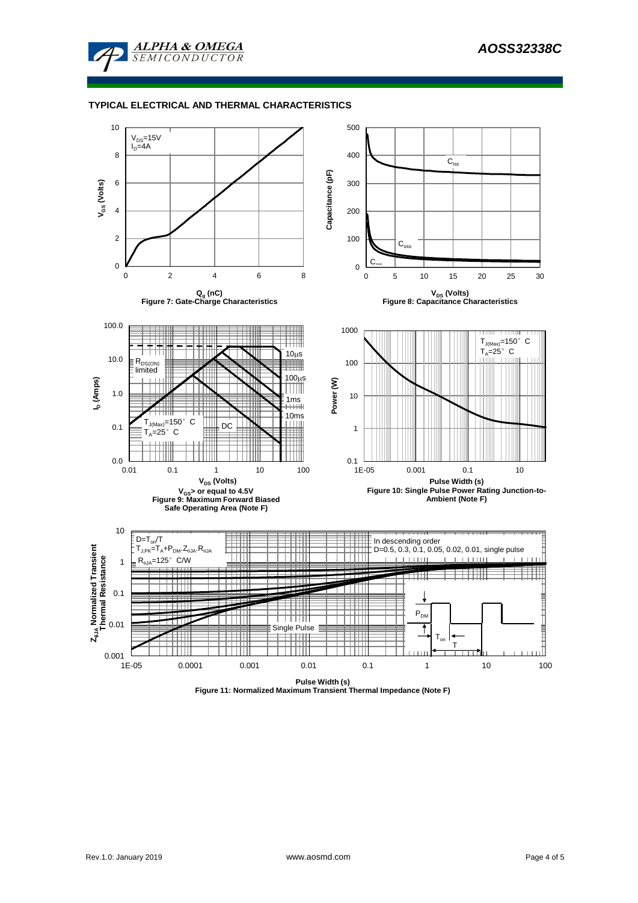## TYPICAL ELECTRICAL AND THERMAL CHARACTERISTICS

$V_{DS}$=15V
$I_D$=4A

$V_{GS}$ (Volts)

$Q_g$ (nC)

**Figure 7: Gate-Charge Characteristics**

$C_{iss}$

$C_{oss}$

$C_{rss}$

Capacitance (pF)

$V_{DS}$ (Volts)

**Figure 8: Capacitance Characteristics**

$R_{DS(ON)}$ limited

10μs

100μs

1ms

10ms

DC

$T_{J(Max)}$=150° C
$T_A$=25° C

$I_D$ (Amps)

$V_{DS}$ (Volts)

**$V_{GS}$> or equal to 4.5V**
**Figure 9: Maximum Forward Biased Safe Operating Area (Note F)**

$T_{J(Max)}$=150° C
$T_A$=25° C

Power (W)

Pulse Width (s)

**Figure 10: Single Pulse Power Rating Junction-to-Ambient (Note F)**

$D=T_{on}/T$
$T_{J,PK}=T_A+P_{DM}.Z_{\theta JA}.R_{\theta JA}$
$R_{\theta JA}$=125° C/W

In descending order
D=0.5, 0.3, 0.1, 0.05, 0.02, 0.01, single pulse

Single Pulse

$P_{DM}$

$T_{on}$

T

$Z_{\theta JA}$ Normalized Transient Thermal Resistance

Pulse Width (s)

**Figure 11: Normalized Maximum Transient Thermal Impedance (Note F)**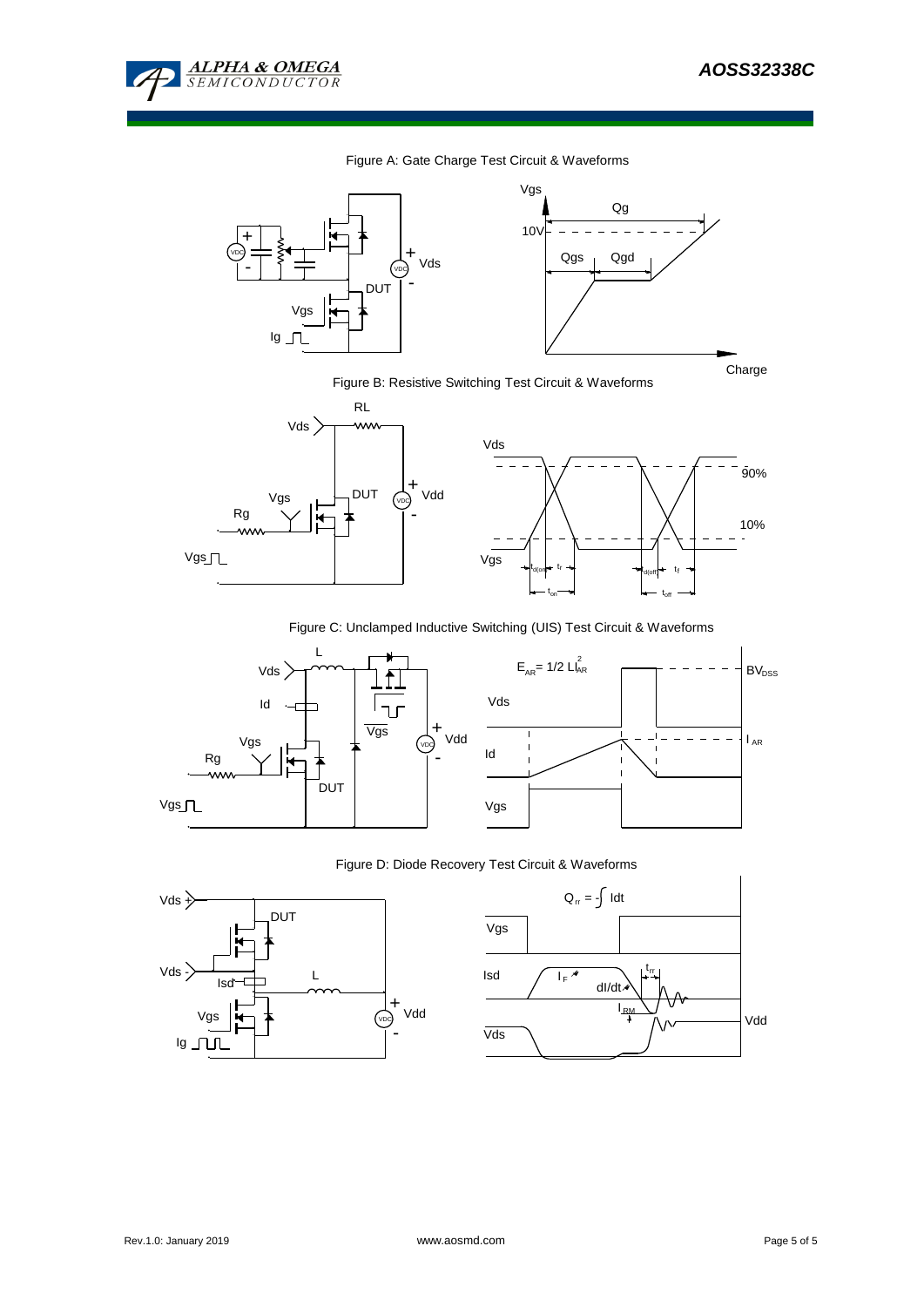Figure A: Gate Charge Test Circuit & Waveforms

Vgs
Qg
10V
Qgs
Qgd
+
VDC
-
+
VDC
Vds
-
DUT
Vgs
Ig
Charge

Figure B: Resistive Switching Test Circuit & Waveforms

RL
Vds
Vds
Vgs
DUT
+
VDC
Vdd
-
Rg
Vgs
90%
10%
Vgs
$t_{d(on)}$
$t_r$
$t_{on}$
$t_{d(off)}$
$t_f$
$t_{off}$

Figure C: Unclamped Inductive Switching (UIS) Test Circuit & Waveforms

L
Vds
Id
Vgs
+
VDC
Vdd
-
Vgs
Rg
DUT
Vgs
$E_{AR} = 1/2\ LI_{AR}^2$
$BV_{DSS}$
Vds
Id
$I_{AR}$
Vgs

Figure D: Diode Recovery Test Circuit & Waveforms

$Q_{rr} = -\int Idt$
Vds +
DUT
Vgs
Vds -
Isd
L
Isd
$I_F$
$t_{rr}$
dI/dt
$I_{RM}$
Vgs
+
VDC
Vdd
-
Vdd
Vds
Ig